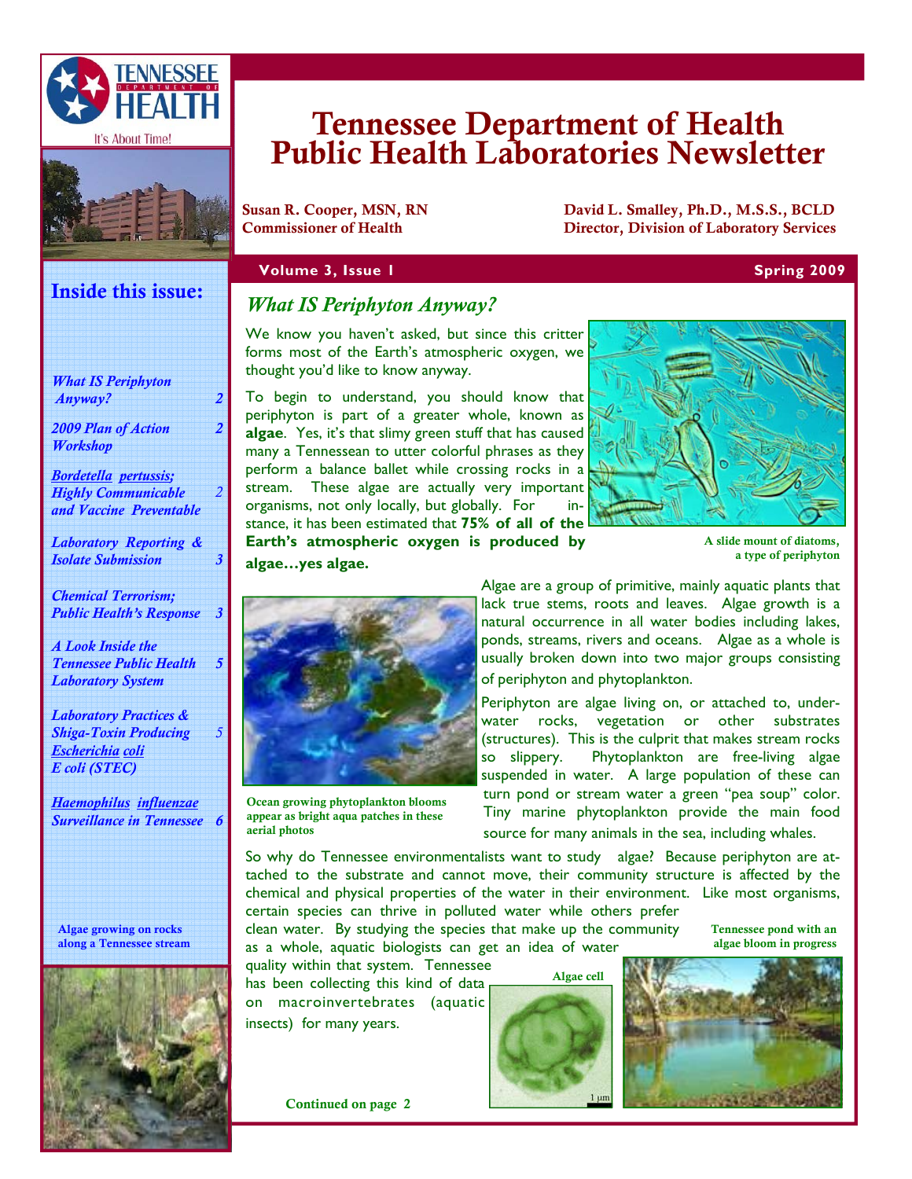# Tennessee Department of Health Public Health Laboratories Newsletter

**Susan R. Cooper, MSN, RN**
**Commissioner of Health**

**David L. Smalley, Ph.D., M.S.S., BCLD**
**Director, Division of Laboratory Services**

**Volume 3, Issue 1** **Spring 2009**

## Inside this issue:

| | |
|---|---|
| *What IS Periphyton Anyway?* | 2 |
| *2009 Plan of Action Workshop* | 2 |
| *Bordetella pertussis; Highly Communicable and Vaccine Preventable* | 2 |
| *Laboratory Reporting & Isolate Submission* | 3 |
| *Chemical Terrorism; Public Health's Response* | 3 |
| *A Look Inside the Tennessee Public Health Laboratory System* | 5 |
| *Laboratory Practices & Shiga-Toxin Producing Escherichia coli E coli (STEC)* | 5 |
| *Haemophilus influenzae Surveillance in Tennessee* | 6 |

Algae growing on rocks along a Tennessee stream

## *What IS Periphyton Anyway?*

We know you haven't asked, but since this critter forms most of the Earth's atmospheric oxygen, we thought you'd like to know anyway.

To begin to understand, you should know that periphyton is part of a greater whole, known as **algae**. Yes, it's that slimy green stuff that has caused many a Tennessean to utter colorful phrases as they perform a balance ballet while crossing rocks in a stream. These algae are actually very important organisms, not only locally, but globally. For instance, it has been estimated that **75% of all of the Earth's atmospheric oxygen is produced by algae…yes algae.**

A slide mount of diatoms, a type of periphyton

Algae are a group of primitive, mainly aquatic plants that lack true stems, roots and leaves. Algae growth is a natural occurrence in all water bodies including lakes, ponds, streams, rivers and oceans. Algae as a whole is usually broken down into two major groups consisting of periphyton and phytoplankton.

Periphyton are algae living on, or attached to, underwater rocks, vegetation or other substrates (structures). This is the culprit that makes stream rocks so slippery. Phytoplankton are free-living algae suspended in water. A large population of these can turn pond or stream water a green "pea soup" color. Tiny marine phytoplankton provide the main food source for many animals in the sea, including whales.

Ocean growing phytoplankton blooms appear as bright aqua patches in these aerial photos

So why do Tennessee environmentalists want to study algae? Because periphyton are attached to the substrate and cannot move, their community structure is affected by the chemical and physical properties of the water in their environment. Like most organisms, certain species can thrive in polluted water while others prefer clean water. By studying the species that make up the community as a whole, aquatic biologists can get an idea of water quality within that system. Tennessee has been collecting this kind of data on macroinvertebrates (aquatic insects) for many years.

Algae cell

Tennessee pond with an algae bloom in progress

Continued on page 2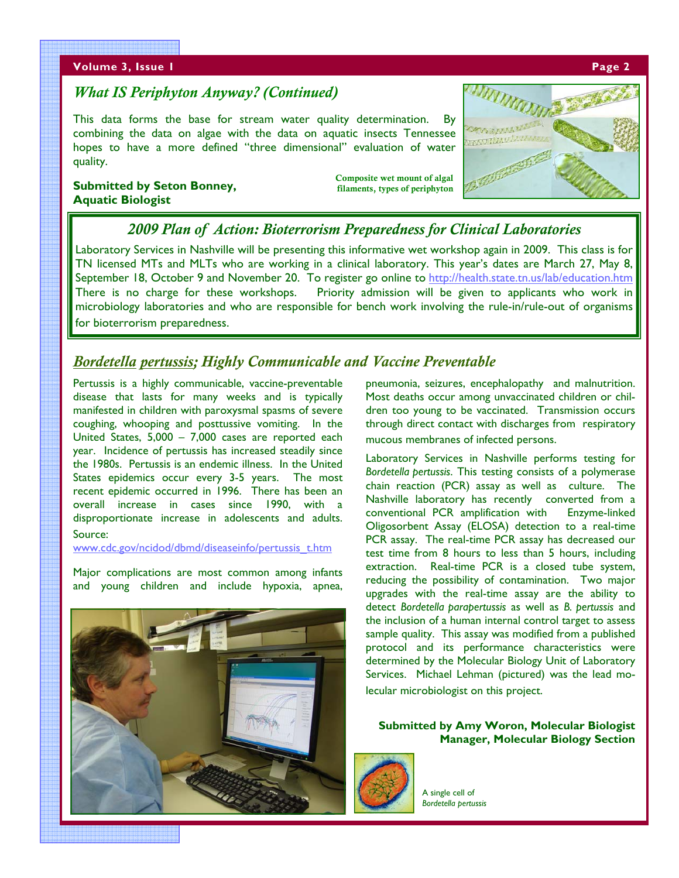## *What IS Periphyton Anyway? (Continued)*

This data forms the base for stream water quality determination. By combining the data on algae with the data on aquatic insects Tennessee hopes to have a more defined "three dimensional" evaluation of water quality.

**Submitted by Seton Bonney, Aquatic Biologist**

Composite wet mount of algal filaments, types of periphyton

## *2009 Plan of Action: Bioterrorism Preparedness for Clinical Laboratories*

Laboratory Services in Nashville will be presenting this informative wet workshop again in 2009. This class is for TN licensed MTs and MLTs who are working in a clinical laboratory. This year's dates are March 27, May 8, September 18, October 9 and November 20. To register go online to http://health.state.tn.us/lab/education.htm There is no charge for these workshops. Priority admission will be given to applicants who work in microbiology laboratories and who are responsible for bench work involving the rule-in/rule-out of organisms for bioterrorism preparedness.

## *Bordetella pertussis; Highly Communicable and Vaccine Preventable*

Pertussis is a highly communicable, vaccine-preventable disease that lasts for many weeks and is typically manifested in children with paroxysmal spasms of severe coughing, whooping and posttussive vomiting. In the United States, 5,000 – 7,000 cases are reported each year. Incidence of pertussis has increased steadily since the 1980s. Pertussis is an endemic illness. In the United States epidemics occur every 3-5 years. The most recent epidemic occurred in 1996. There has been an overall increase in cases since 1990, with a disproportionate increase in adolescents and adults. Source: www.cdc.gov/ncidod/dbmd/diseaseinfo/pertussis_t.htm

Major complications are most common among infants and young children and include hypoxia, apnea, pneumonia, seizures, encephalopathy and malnutrition. Most deaths occur among unvaccinated children or children too young to be vaccinated. Transmission occurs through direct contact with discharges from respiratory mucous membranes of infected persons.

Laboratory Services in Nashville performs testing for *Bordetella pertussis*. This testing consists of a polymerase chain reaction (PCR) assay as well as culture. The Nashville laboratory has recently converted from a conventional PCR amplification with Enzyme-linked Oligosorbent Assay (ELOSA) detection to a real-time PCR assay. The real-time PCR assay has decreased our test time from 8 hours to less than 5 hours, including extraction. Real-time PCR is a closed tube system, reducing the possibility of contamination. Two major upgrades with the real-time assay are the ability to detect *Bordetella parapertussis* as well as *B. pertussis* and the inclusion of a human internal control target to assess sample quality. This assay was modified from a published protocol and its performance characteristics were determined by the Molecular Biology Unit of Laboratory Services. Michael Lehman (pictured) was the lead molecular microbiologist on this project.

**Submitted by Amy Woron, Molecular Biologist Manager, Molecular Biology Section**

A single cell of *Bordetella pertussis*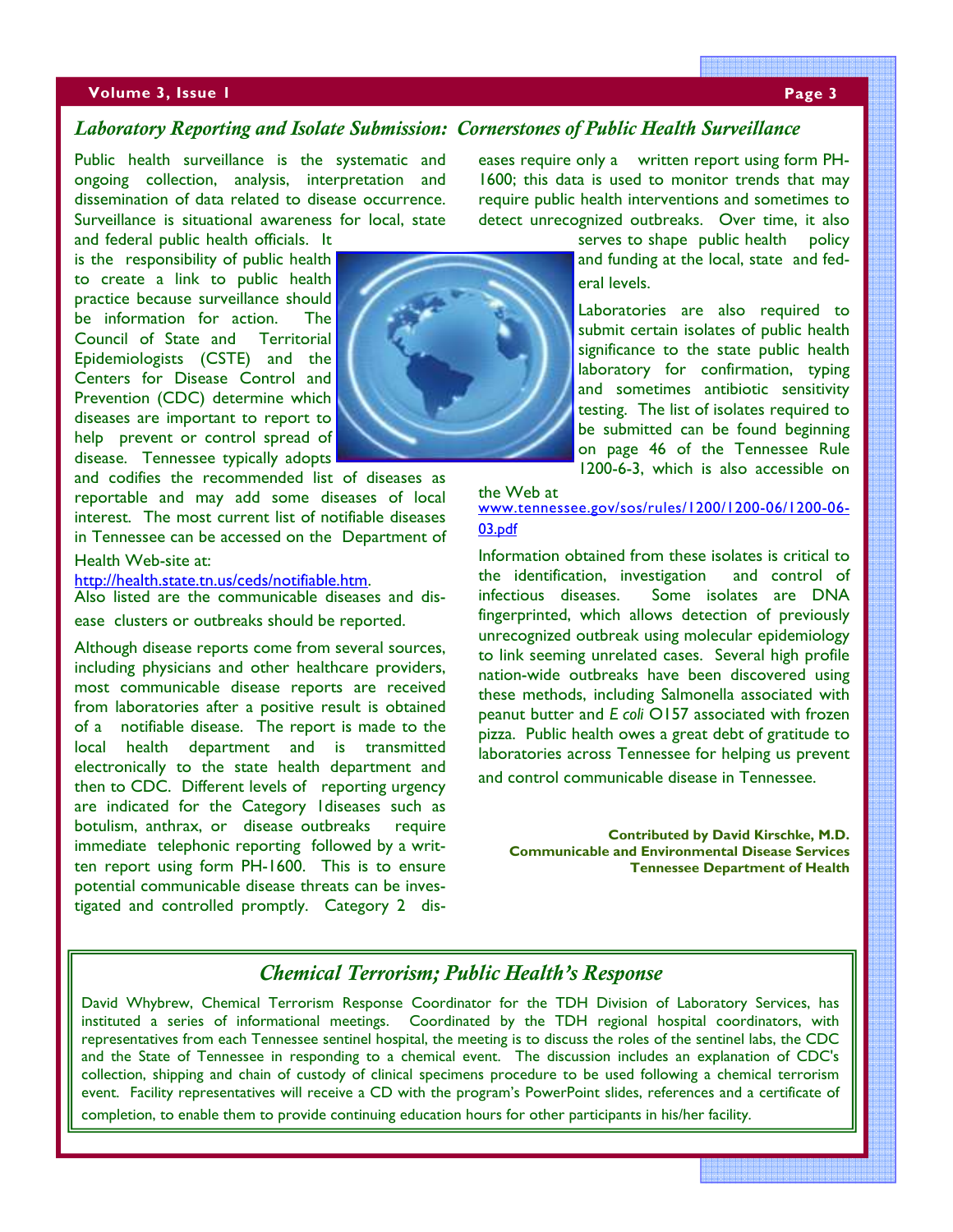## *Laboratory Reporting and Isolate Submission: Cornerstones of Public Health Surveillance*

Public health surveillance is the systematic and ongoing collection, analysis, interpretation and dissemination of data related to disease occurrence. Surveillance is situational awareness for local, state and federal public health officials. It is the responsibility of public health to create a link to public health practice because surveillance should be information for action. The Council of State and Territorial Epidemiologists (CSTE) and the Centers for Disease Control and Prevention (CDC) determine which diseases are important to report to help prevent or control spread of disease. Tennessee typically adopts and codifies the recommended list of diseases as reportable and may add some diseases of local interest. The most current list of notifiable diseases in Tennessee can be accessed on the Department of Health Web-site at:
http://health.state.tn.us/ceds/notifiable.htm.
Also listed are the communicable diseases and disease clusters or outbreaks should be reported.

Although disease reports come from several sources, including physicians and other healthcare providers, most communicable disease reports are received from laboratories after a positive result is obtained of a notifiable disease. The report is made to the local health department and is transmitted electronically to the state health department and then to CDC. Different levels of reporting urgency are indicated for the Category 1diseases such as botulism, anthrax, or disease outbreaks require immediate telephonic reporting followed by a written report using form PH-1600. This is to ensure potential communicable disease threats can be investigated and controlled promptly. Category 2 diseases require only a written report using form PH-1600; this data is used to monitor trends that may require public health interventions and sometimes to detect unrecognized outbreaks. Over time, it also serves to shape public health policy and funding at the local, state and federal levels.

Laboratories are also required to submit certain isolates of public health significance to the state public health laboratory for confirmation, typing and sometimes antibiotic sensitivity testing. The list of isolates required to be submitted can be found beginning on page 46 of the Tennessee Rule 1200-6-3, which is also accessible on the Web at
www.tennessee.gov/sos/rules/1200/1200-06/1200-06-03.pdf

Information obtained from these isolates is critical to the identification, investigation and control of infectious diseases. Some isolates are DNA fingerprinted, which allows detection of previously unrecognized outbreak using molecular epidemiology to link seeming unrelated cases. Several high profile nation-wide outbreaks have been discovered using these methods, including Salmonella associated with peanut butter and *E coli* O157 associated with frozen pizza. Public health owes a great debt of gratitude to laboratories across Tennessee for helping us prevent and control communicable disease in Tennessee.

**Contributed by David Kirschke, M.D.**
**Communicable and Environmental Disease Services**
**Tennessee Department of Health**

## *Chemical Terrorism; Public Health's Response*

David Whybrew, Chemical Terrorism Response Coordinator for the TDH Division of Laboratory Services, has instituted a series of informational meetings. Coordinated by the TDH regional hospital coordinators, with representatives from each Tennessee sentinel hospital, the meeting is to discuss the roles of the sentinel labs, the CDC and the State of Tennessee in responding to a chemical event. The discussion includes an explanation of CDC's collection, shipping and chain of custody of clinical specimens procedure to be used following a chemical terrorism event. Facility representatives will receive a CD with the program's PowerPoint slides, references and a certificate of completion, to enable them to provide continuing education hours for other participants in his/her facility.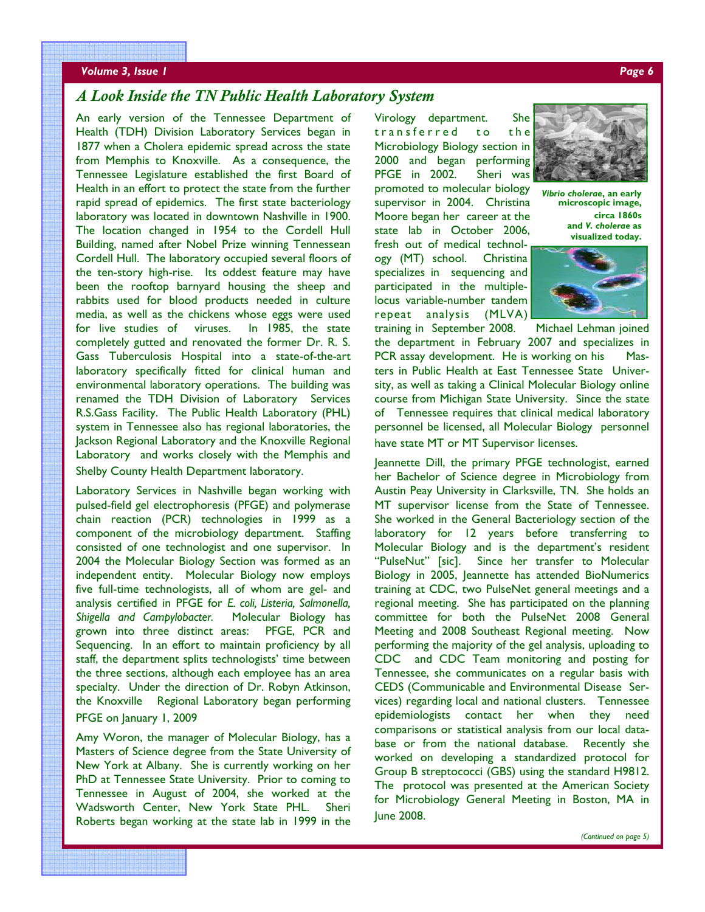## A Look Inside the TN Public Health Laboratory System

An early version of the Tennessee Department of Health (TDH) Division Laboratory Services began in 1877 when a Cholera epidemic spread across the state from Memphis to Knoxville. As a consequence, the Tennessee Legislature established the first Board of Health in an effort to protect the state from the further rapid spread of epidemics. The first state bacteriology laboratory was located in downtown Nashville in 1900. The location changed in 1954 to the Cordell Hull Building, named after Nobel Prize winning Tennessean Cordell Hull. The laboratory occupied several floors of the ten-story high-rise. Its oddest feature may have been the rooftop barnyard housing the sheep and rabbits used for blood products needed in culture media, as well as the chickens whose eggs were used for live studies of viruses. In 1985, the state completely gutted and renovated the former Dr. R. S. Gass Tuberculosis Hospital into a state-of-the-art laboratory specifically fitted for clinical human and environmental laboratory operations. The building was renamed the TDH Division of Laboratory Services R.S.Gass Facility. The Public Health Laboratory (PHL) system in Tennessee also has regional laboratories, the Jackson Regional Laboratory and the Knoxville Regional Laboratory and works closely with the Memphis and Shelby County Health Department laboratory.

Laboratory Services in Nashville began working with pulsed-field gel electrophoresis (PFGE) and polymerase chain reaction (PCR) technologies in 1999 as a component of the microbiology department. Staffing consisted of one technologist and one supervisor. In 2004 the Molecular Biology Section was formed as an independent entity. Molecular Biology now employs five full-time technologists, all of whom are gel- and analysis certified in PFGE for *E. coli, Listeria, Salmonella, Shigella and Campylobacter*. Molecular Biology has grown into three distinct areas: PFGE, PCR and Sequencing. In an effort to maintain proficiency by all staff, the department splits technologists' time between the three sections, although each employee has an area specialty. Under the direction of Dr. Robyn Atkinson, the Knoxville Regional Laboratory began performing PFGE on January 1, 2009

Amy Woron, the manager of Molecular Biology, has a Masters of Science degree from the State University of New York at Albany. She is currently working on her PhD at Tennessee State University. Prior to coming to Tennessee in August of 2004, she worked at the Wadsworth Center, New York State PHL. Sheri Roberts began working at the state lab in 1999 in the Virology department. She transferred to the Microbiology Biology section in 2000 and began performing PFGE in 2002. Sheri was promoted to molecular biology supervisor in 2004. Christina Moore began her career at the state lab in October 2006, fresh out of medical technology (MT) school. Christina specializes in sequencing and participated in the multiple-locus variable-number tandem repeat analysis (MLVA) training in September 2008. Michael Lehman joined the department in February 2007 and specializes in PCR assay development. He is working on his Masters in Public Health at East Tennessee State University, as well as taking a Clinical Molecular Biology online course from Michigan State University. Since the state of Tennessee requires that clinical medical laboratory personnel be licensed, all Molecular Biology personnel have state MT or MT Supervisor licenses.

***Vibrio cholerae*, an early microscopic image, circa 1860s and *V. cholerae* as visualized today.**

Jeannette Dill, the primary PFGE technologist, earned her Bachelor of Science degree in Microbiology from Austin Peay University in Clarksville, TN. She holds an MT supervisor license from the State of Tennessee. She worked in the General Bacteriology section of the laboratory for 12 years before transferring to Molecular Biology and is the department's resident "PulseNut" [sic]. Since her transfer to Molecular Biology in 2005, Jeannette has attended BioNumerics training at CDC, two PulseNet general meetings and a regional meeting. She has participated on the planning committee for both the PulseNet 2008 General Meeting and 2008 Southeast Regional meeting. Now performing the majority of the gel analysis, uploading to CDC and CDC Team monitoring and posting for Tennessee, she communicates on a regular basis with CEDS (Communicable and Environmental Disease Services) regarding local and national clusters. Tennessee epidemiologists contact her when they need comparisons or statistical analysis from our local database or from the national database. Recently she worked on developing a standardized protocol for Group B streptococci (GBS) using the standard H9812. The protocol was presented at the American Society for Microbiology General Meeting in Boston, MA in June 2008.

*(Continued on page 5)*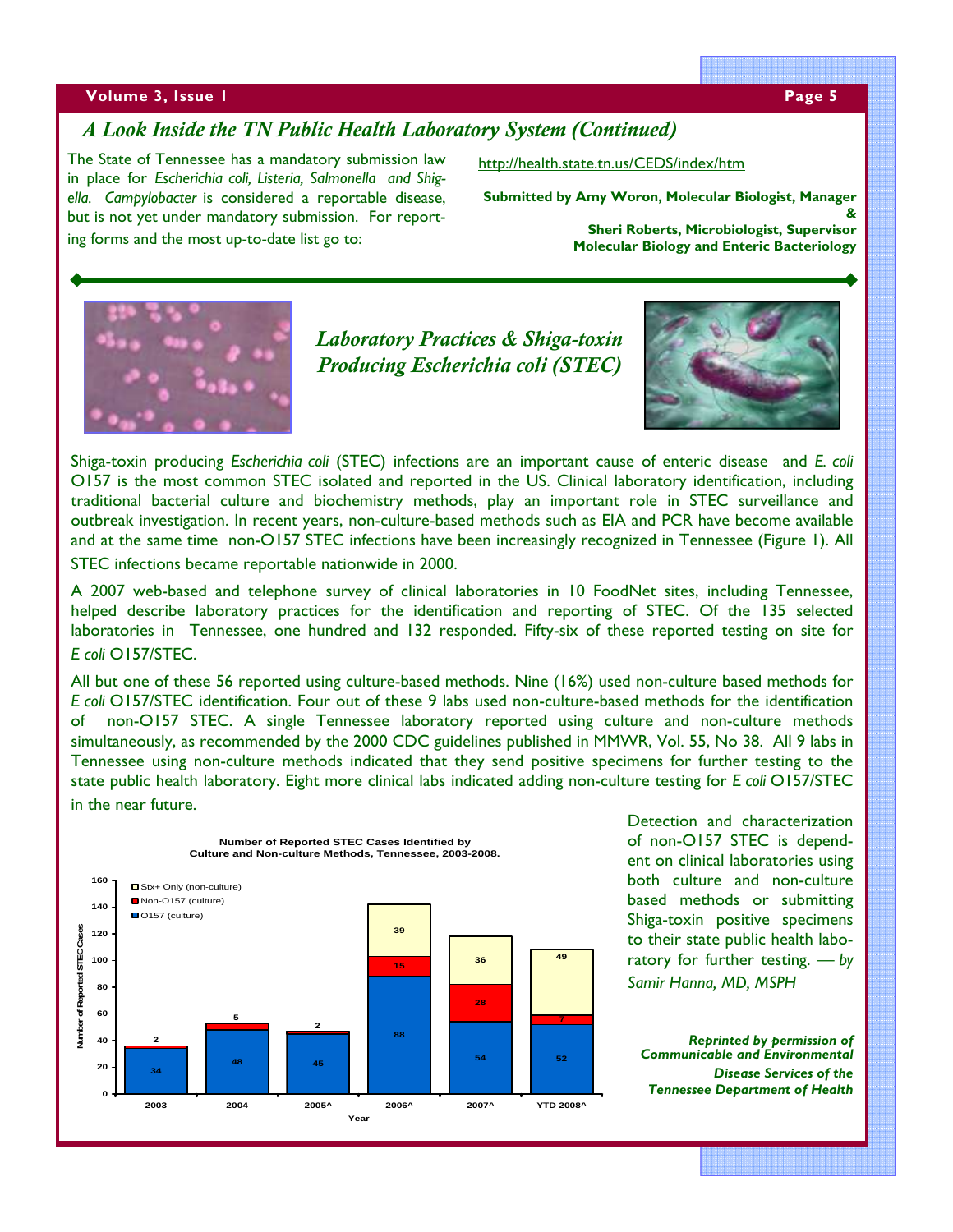## A Look Inside the TN Public Health Laboratory System (Continued)

The State of Tennessee has a mandatory submission law in place for *Escherichia coli, Listeria, Salmonella* and *Shigella*. *Campylobacter* is considered a reportable disease, but is not yet under mandatory submission. For reporting forms and the most up-to-date list go to:

http://health.state.tn.us/CEDS/index/htm

**Submitted by Amy Woron, Molecular Biologist, Manager**
**&**
**Sheri Roberts, Microbiologist, Supervisor**
**Molecular Biology and Enteric Bacteriology**

## *Laboratory Practices & Shiga-toxin Producing Escherichia coli (STEC)*

Shiga-toxin producing *Escherichia coli* (STEC) infections are an important cause of enteric disease and *E. coli* O157 is the most common STEC isolated and reported in the US. Clinical laboratory identification, including traditional bacterial culture and biochemistry methods, play an important role in STEC surveillance and outbreak investigation. In recent years, non-culture-based methods such as EIA and PCR have become available and at the same time non-O157 STEC infections have been increasingly recognized in Tennessee (Figure 1). All STEC infections became reportable nationwide in 2000.

A 2007 web-based and telephone survey of clinical laboratories in 10 FoodNet sites, including Tennessee, helped describe laboratory practices for the identification and reporting of STEC. Of the 135 selected laboratories in Tennessee, one hundred and 132 responded. Fifty-six of these reported testing on site for *E coli* O157/STEC.

All but one of these 56 reported using culture-based methods. Nine (16%) used non-culture based methods for *E coli* O157/STEC identification. Four out of these 9 labs used non-culture-based methods for the identification of non-O157 STEC. A single Tennessee laboratory reported using culture and non-culture methods simultaneously, as recommended by the 2000 CDC guidelines published in MMWR, Vol. 55, No 38. All 9 labs in Tennessee using non-culture methods indicated that they send positive specimens for further testing to the state public health laboratory. Eight more clinical labs indicated adding non-culture testing for *E coli* O157/STEC in the near future.

**Number of Reported STEC Cases Identified by Culture and Non-culture Methods, Tennessee, 2003-2008.**

| Year | O157 (culture) | Non-O157 (culture) | Stx+ Only (non-culture) |
|---|---|---|---|
| 2003 | 34 | 2 | |
| 2004 | 48 | 5 | |
| 2005^ | 45 | 2 | |
| 2006^ | 88 | 15 | 39 |
| 2007^ | 54 | 28 | 36 |
| YTD 2008^ | 52 | 7 | 49 |

Detection and characterization of non-O157 STEC is dependent on clinical laboratories using both culture and non-culture based methods or submitting Shiga-toxin positive specimens to their state public health laboratory for further testing. *— by Samir Hanna, MD, MSPH*

***Reprinted by permission of Communicable and Environmental Disease Services of the Tennessee Department of Health***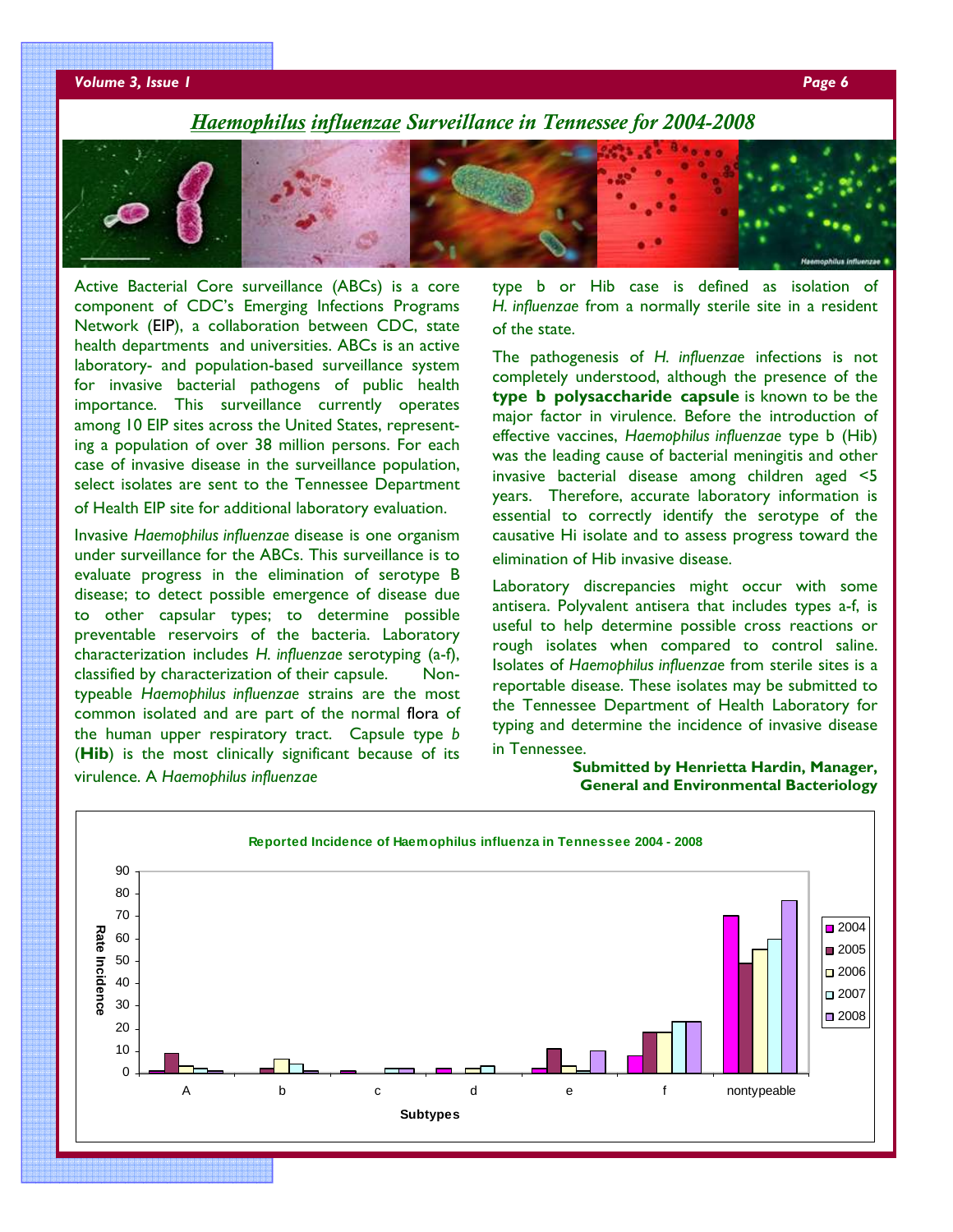## *Haemophilus influenzae* Surveillance in Tennessee for 2004-2008

Haemophilus influenzae

Active Bacterial Core surveillance (ABCs) is a core component of CDC's Emerging Infections Programs Network (EIP), a collaboration between CDC, state health departments and universities. ABCs is an active laboratory- and population-based surveillance system for invasive bacterial pathogens of public health importance. This surveillance currently operates among 10 EIP sites across the United States, representing a population of over 38 million persons. For each case of invasive disease in the surveillance population, select isolates are sent to the Tennessee Department of Health EIP site for additional laboratory evaluation.

Invasive *Haemophilus influenzae* disease is one organism under surveillance for the ABCs. This surveillance is to evaluate progress in the elimination of serotype B disease; to detect possible emergence of disease due to other capsular types; to determine possible preventable reservoirs of the bacteria. Laboratory characterization includes *H. influenzae* serotyping (a-f), classified by characterization of their capsule. Non-typeable *Haemophilus influenzae* strains are the most common isolated and are part of the normal flora of the human upper respiratory tract. Capsule type *b* (**Hib**) is the most clinically significant because of its virulence. A *Haemophilus influenzae* type b or Hib case is defined as isolation of *H. influenzae* from a normally sterile site in a resident of the state.

The pathogenesis of *H. influenzae* infections is not completely understood, although the presence of the **type b polysaccharide capsule** is known to be the major factor in virulence. Before the introduction of effective vaccines, *Haemophilus influenzae* type b (Hib) was the leading cause of bacterial meningitis and other invasive bacterial disease among children aged <5 years. Therefore, accurate laboratory information is essential to correctly identify the serotype of the causative Hi isolate and to assess progress toward the elimination of Hib invasive disease.

Laboratory discrepancies might occur with some antisera. Polyvalent antisera that includes types a-f, is useful to help determine possible cross reactions or rough isolates when compared to control saline. Isolates of *Haemophilus influenzae* from sterile sites is a reportable disease. These isolates may be submitted to the Tennessee Department of Health Laboratory for typing and determine the incidence of invasive disease in Tennessee.

**Submitted by Henrietta Hardin, Manager, General and Environmental Bacteriology**

Reported Incidence of Haemophilus influenza in Tennessee 2004 - 2008

Rate Incidence

0
10
20
30
40
50
60
70
80
90

A
b
c
d
e
f
nontypeable

Subtypes

2004
2005
2006
2007
2008